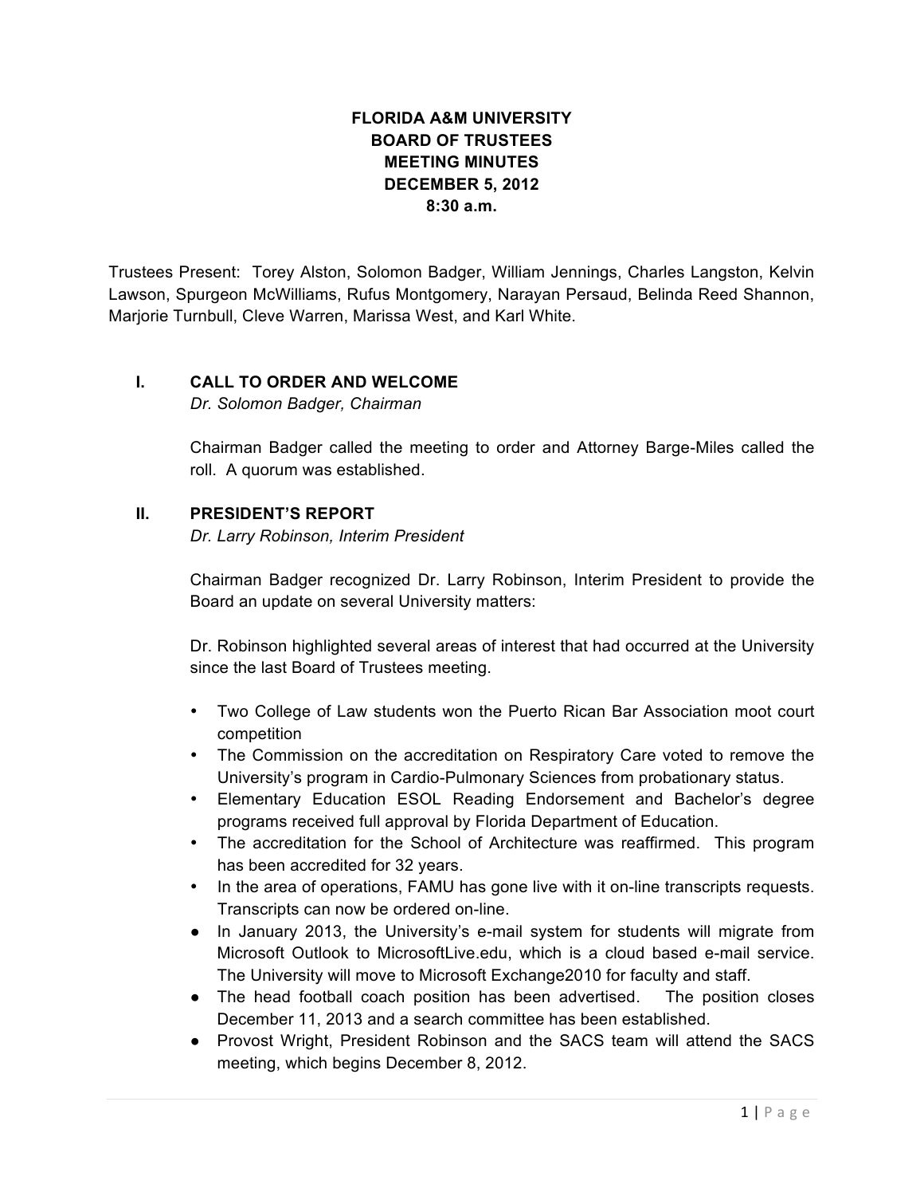# FLORIDA A&M UNIVERSITY
# BOARD OF TRUSTEES
# MEETING MINUTES
# DECEMBER 5, 2012
# 8:30 a.m.

Trustees Present: Torey Alston, Solomon Badger, William Jennings, Charles Langston, Kelvin Lawson, Spurgeon McWilliams, Rufus Montgomery, Narayan Persaud, Belinda Reed Shannon, Marjorie Turnbull, Cleve Warren, Marissa West, and Karl White.

## I. CALL TO ORDER AND WELCOME

*Dr. Solomon Badger, Chairman*

Chairman Badger called the meeting to order and Attorney Barge-Miles called the roll. A quorum was established.

## II. PRESIDENT'S REPORT

*Dr. Larry Robinson, Interim President*

Chairman Badger recognized Dr. Larry Robinson, Interim President to provide the Board an update on several University matters:

Dr. Robinson highlighted several areas of interest that had occurred at the University since the last Board of Trustees meeting.

- Two College of Law students won the Puerto Rican Bar Association moot court competition
- The Commission on the accreditation on Respiratory Care voted to remove the University's program in Cardio-Pulmonary Sciences from probationary status.
- Elementary Education ESOL Reading Endorsement and Bachelor's degree programs received full approval by Florida Department of Education.
- The accreditation for the School of Architecture was reaffirmed. This program has been accredited for 32 years.
- In the area of operations, FAMU has gone live with it on-line transcripts requests. Transcripts can now be ordered on-line.
- In January 2013, the University's e-mail system for students will migrate from Microsoft Outlook to MicrosoftLive.edu, which is a cloud based e-mail service. The University will move to Microsoft Exchange2010 for faculty and staff.
- The head football coach position has been advertised. The position closes December 11, 2013 and a search committee has been established.
- Provost Wright, President Robinson and the SACS team will attend the SACS meeting, which begins December 8, 2012.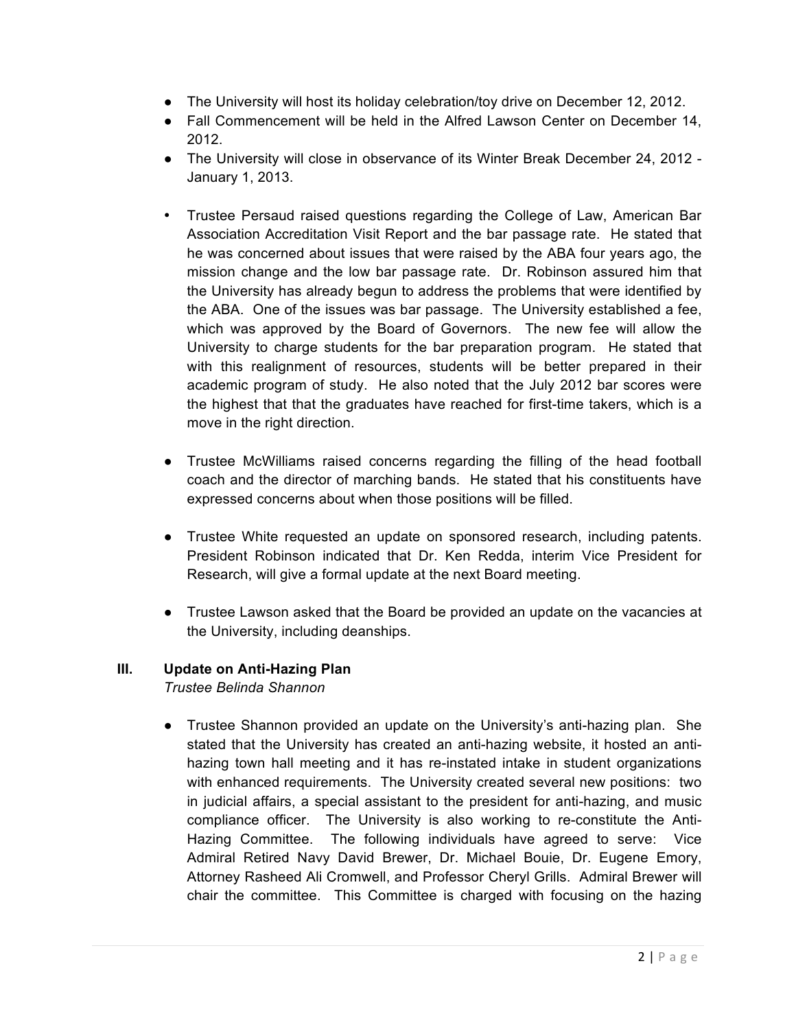- The University will host its holiday celebration/toy drive on December 12, 2012.
- Fall Commencement will be held in the Alfred Lawson Center on December 14, 2012.
- The University will close in observance of its Winter Break December 24, 2012 - January 1, 2013.

- Trustee Persaud raised questions regarding the College of Law, American Bar Association Accreditation Visit Report and the bar passage rate. He stated that he was concerned about issues that were raised by the ABA four years ago, the mission change and the low bar passage rate. Dr. Robinson assured him that the University has already begun to address the problems that were identified by the ABA. One of the issues was bar passage. The University established a fee, which was approved by the Board of Governors. The new fee will allow the University to charge students for the bar preparation program. He stated that with this realignment of resources, students will be better prepared in their academic program of study. He also noted that the July 2012 bar scores were the highest that that the graduates have reached for first-time takers, which is a move in the right direction.

- Trustee McWilliams raised concerns regarding the filling of the head football coach and the director of marching bands. He stated that his constituents have expressed concerns about when those positions will be filled.

- Trustee White requested an update on sponsored research, including patents. President Robinson indicated that Dr. Ken Redda, interim Vice President for Research, will give a formal update at the next Board meeting.

- Trustee Lawson asked that the Board be provided an update on the vacancies at the University, including deanships.

## III. Update on Anti-Hazing Plan

*Trustee Belinda Shannon*

- Trustee Shannon provided an update on the University's anti-hazing plan. She stated that the University has created an anti-hazing website, it hosted an anti-hazing town hall meeting and it has re-instated intake in student organizations with enhanced requirements. The University created several new positions: two in judicial affairs, a special assistant to the president for anti-hazing, and music compliance officer. The University is also working to re-constitute the Anti-Hazing Committee. The following individuals have agreed to serve: Vice Admiral Retired Navy David Brewer, Dr. Michael Bouie, Dr. Eugene Emory, Attorney Rasheed Ali Cromwell, and Professor Cheryl Grills. Admiral Brewer will chair the committee. This Committee is charged with focusing on the hazing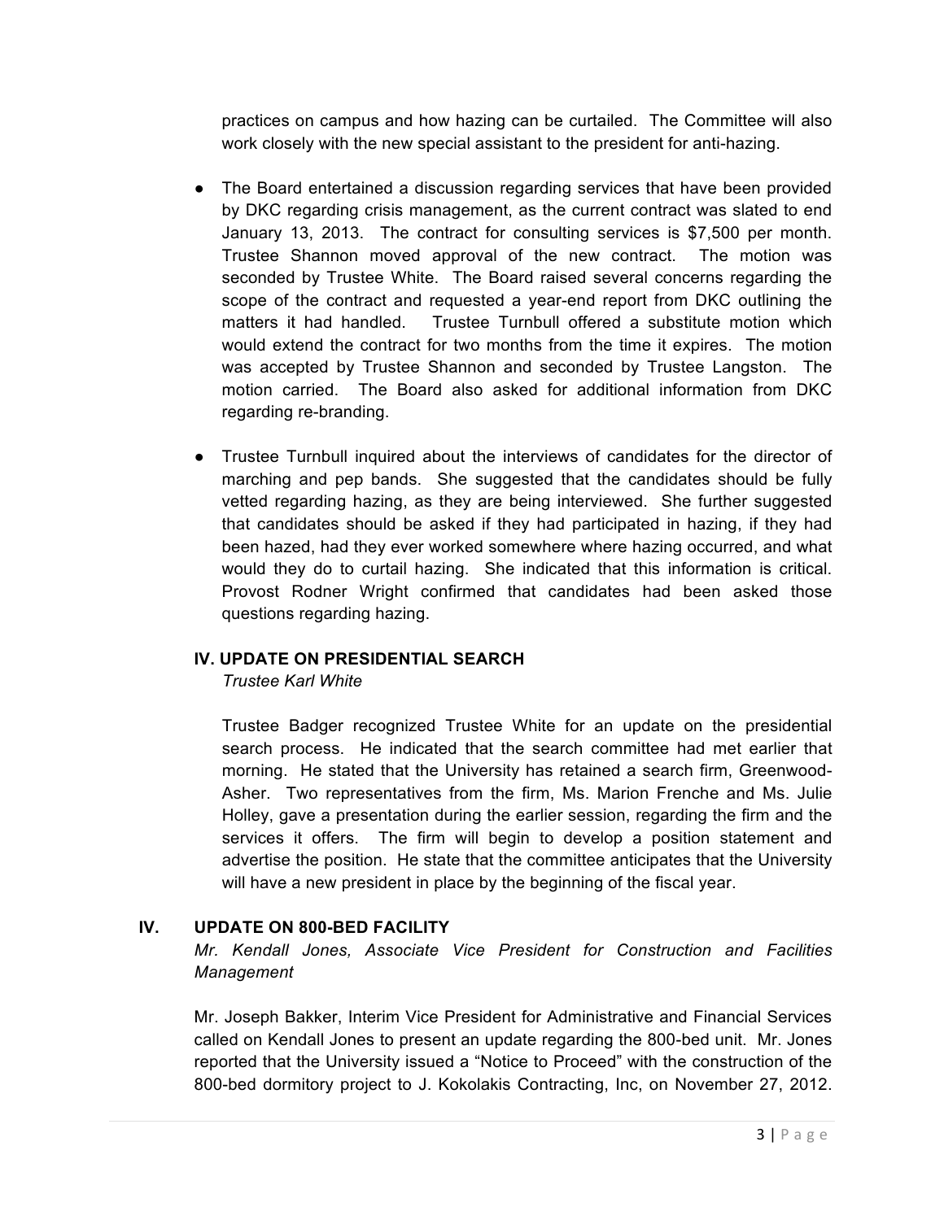practices on campus and how hazing can be curtailed. The Committee will also work closely with the new special assistant to the president for anti-hazing.

- The Board entertained a discussion regarding services that have been provided by DKC regarding crisis management, as the current contract was slated to end January 13, 2013. The contract for consulting services is $7,500 per month. Trustee Shannon moved approval of the new contract. The motion was seconded by Trustee White. The Board raised several concerns regarding the scope of the contract and requested a year-end report from DKC outlining the matters it had handled. Trustee Turnbull offered a substitute motion which would extend the contract for two months from the time it expires. The motion was accepted by Trustee Shannon and seconded by Trustee Langston. The motion carried. The Board also asked for additional information from DKC regarding re-branding.

- Trustee Turnbull inquired about the interviews of candidates for the director of marching and pep bands. She suggested that the candidates should be fully vetted regarding hazing, as they are being interviewed. She further suggested that candidates should be asked if they had participated in hazing, if they had been hazed, had they ever worked somewhere where hazing occurred, and what would they do to curtail hazing. She indicated that this information is critical. Provost Rodner Wright confirmed that candidates had been asked those questions regarding hazing.

## IV. UPDATE ON PRESIDENTIAL SEARCH

*Trustee Karl White*

Trustee Badger recognized Trustee White for an update on the presidential search process. He indicated that the search committee had met earlier that morning. He stated that the University has retained a search firm, Greenwood-Asher. Two representatives from the firm, Ms. Marion Frenche and Ms. Julie Holley, gave a presentation during the earlier session, regarding the firm and the services it offers. The firm will begin to develop a position statement and advertise the position. He state that the committee anticipates that the University will have a new president in place by the beginning of the fiscal year.

## IV. UPDATE ON 800-BED FACILITY

*Mr. Kendall Jones, Associate Vice President for Construction and Facilities Management*

Mr. Joseph Bakker, Interim Vice President for Administrative and Financial Services called on Kendall Jones to present an update regarding the 800-bed unit. Mr. Jones reported that the University issued a "Notice to Proceed" with the construction of the 800-bed dormitory project to J. Kokolakis Contracting, Inc, on November 27, 2012.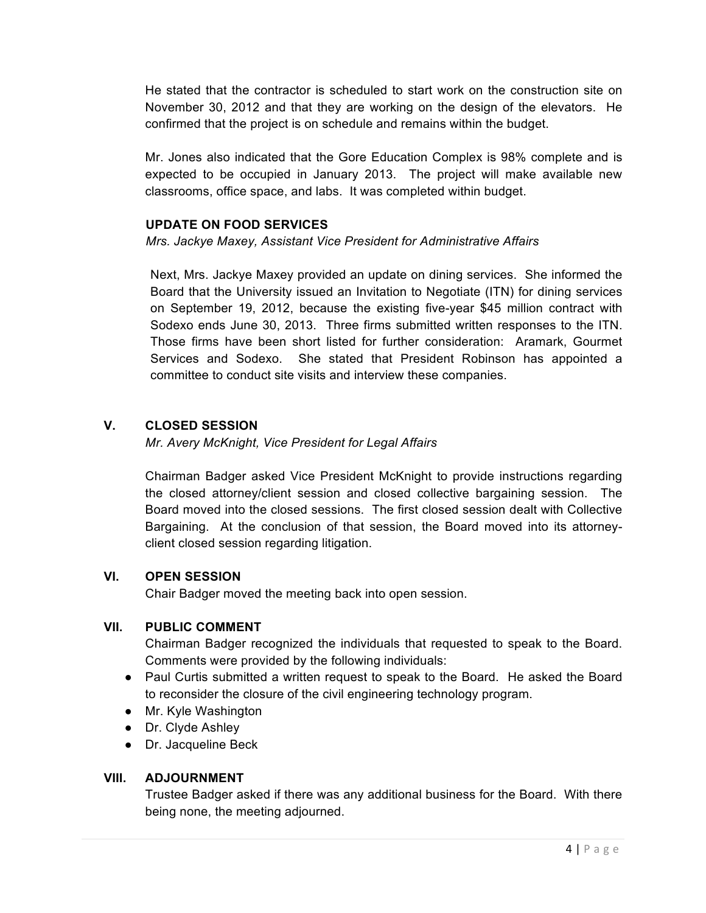He stated that the contractor is scheduled to start work on the construction site on November 30, 2012 and that they are working on the design of the elevators. He confirmed that the project is on schedule and remains within the budget.

Mr. Jones also indicated that the Gore Education Complex is 98% complete and is expected to be occupied in January 2013. The project will make available new classrooms, office space, and labs. It was completed within budget.

**UPDATE ON FOOD SERVICES**

*Mrs. Jackye Maxey, Assistant Vice President for Administrative Affairs*

Next, Mrs. Jackye Maxey provided an update on dining services. She informed the Board that the University issued an Invitation to Negotiate (ITN) for dining services on September 19, 2012, because the existing five-year $45 million contract with Sodexo ends June 30, 2013. Three firms submitted written responses to the ITN. Those firms have been short listed for further consideration: Aramark, Gourmet Services and Sodexo. She stated that President Robinson has appointed a committee to conduct site visits and interview these companies.

## V. CLOSED SESSION

*Mr. Avery McKnight, Vice President for Legal Affairs*

Chairman Badger asked Vice President McKnight to provide instructions regarding the closed attorney/client session and closed collective bargaining session. The Board moved into the closed sessions. The first closed session dealt with Collective Bargaining. At the conclusion of that session, the Board moved into its attorney-client closed session regarding litigation.

## VI. OPEN SESSION

Chair Badger moved the meeting back into open session.

## VII. PUBLIC COMMENT

Chairman Badger recognized the individuals that requested to speak to the Board. Comments were provided by the following individuals:

- Paul Curtis submitted a written request to speak to the Board. He asked the Board to reconsider the closure of the civil engineering technology program.
- Mr. Kyle Washington
- Dr. Clyde Ashley
- Dr. Jacqueline Beck

## VIII. ADJOURNMENT

Trustee Badger asked if there was any additional business for the Board. With there being none, the meeting adjourned.